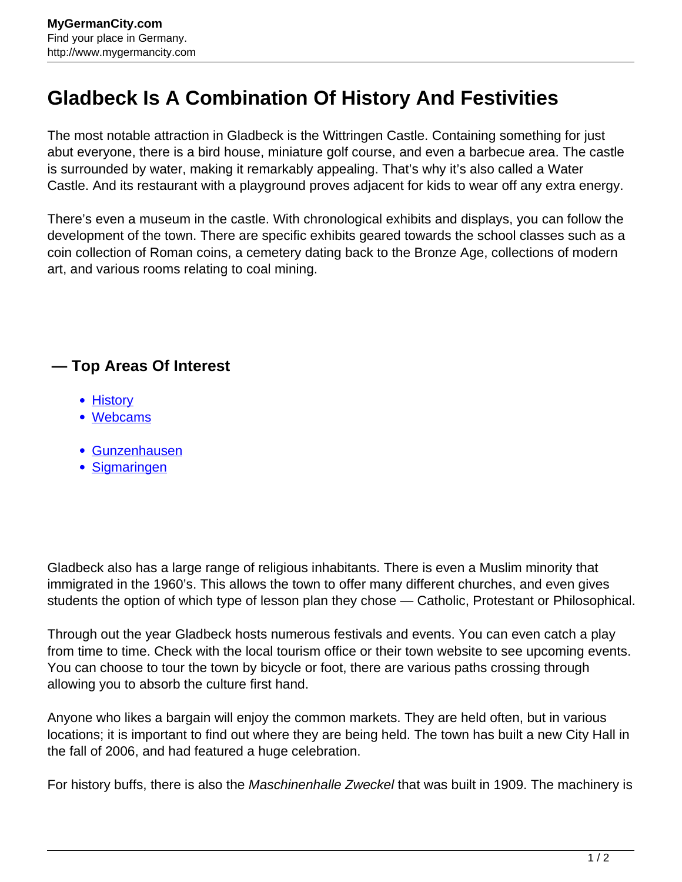# Gladbeck Is A Combination Of History And Festivities

The most notable attraction in Gladbeck is the Wittringen Castle. Containing something for just abut everyone, there is a bird house, miniature golf course, and even a barbecue area. The castle is surrounded by water, making it remarkably appealing. That's why it's also called a Water Castle. And its restaurant with a playground proves adjacent for kids to wear off any extra energy.

There's even a museum in the castle. With chronological exhibits and displays, you can follow the development of the town. There are specific exhibits geared towards the school classes such as a coin collection of Roman coins, a cemetery dating back to the Bronze Age, collections of modern art, and various rooms relating to coal mining.

### — Top Areas Of Interest

- History
- Webcams

- Gunzenhausen
- Sigmaringen

Gladbeck also has a large range of religious inhabitants. There is even a Muslim minority that immigrated in the 1960's. This allows the town to offer many different churches, and even gives students the option of which type of lesson plan they chose — Catholic, Protestant or Philosophical.

Through out the year Gladbeck hosts numerous festivals and events. You can even catch a play from time to time. Check with the local tourism office or their town website to see upcoming events. You can choose to tour the town by bicycle or foot, there are various paths crossing through allowing you to absorb the culture first hand.

Anyone who likes a bargain will enjoy the common markets. They are held often, but in various locations; it is important to find out where they are being held. The town has built a new City Hall in the fall of 2006, and had featured a huge celebration.

For history buffs, there is also the *Maschinenhalle Zweckel* that was built in 1909. The machinery is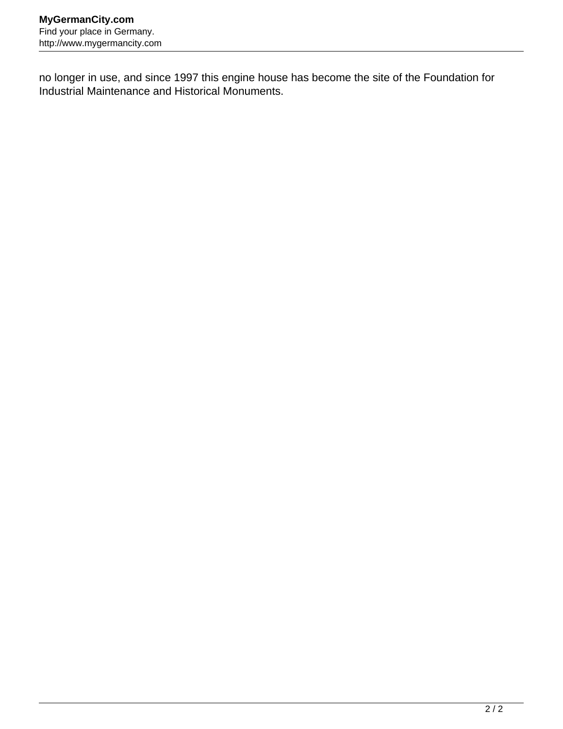no longer in use, and since 1997 this engine house has become the site of the Foundation for Industrial Maintenance and Historical Monuments.